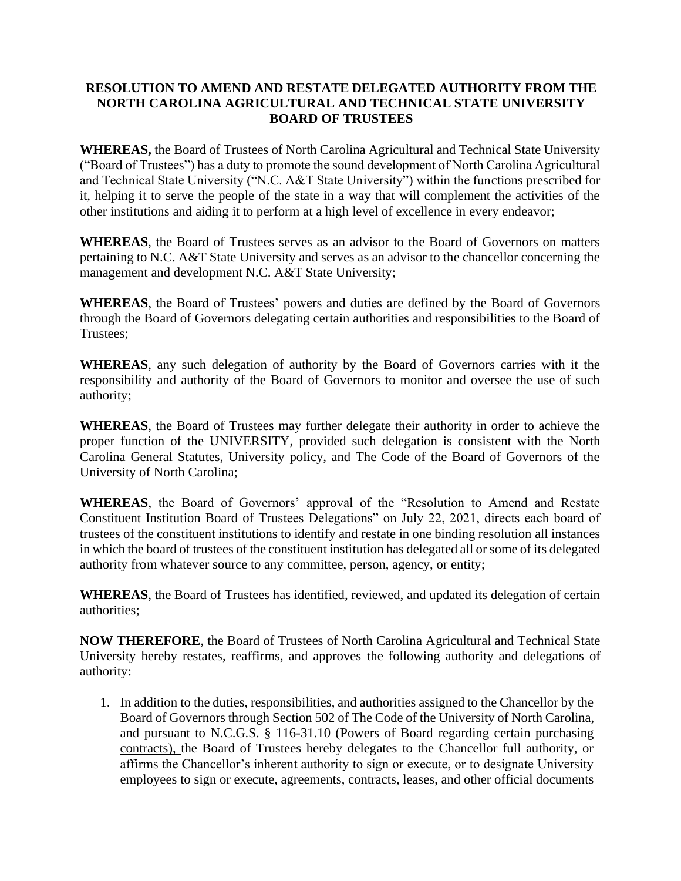**RESOLUTION TO AMEND AND RESTATE DELEGATED AUTHORITY FROM THE NORTH CAROLINA AGRICULTURAL AND TECHNICAL STATE UNIVERSITY BOARD OF TRUSTEES**

**WHEREAS,** the Board of Trustees of North Carolina Agricultural and Technical State University ("Board of Trustees") has a duty to promote the sound development of North Carolina Agricultural and Technical State University ("N.C. A&T State University") within the functions prescribed for it, helping it to serve the people of the state in a way that will complement the activities of the other institutions and aiding it to perform at a high level of excellence in every endeavor;

**WHEREAS**, the Board of Trustees serves as an advisor to the Board of Governors on matters pertaining to N.C. A&T State University and serves as an advisor to the chancellor concerning the management and development N.C. A&T State University;

**WHEREAS**, the Board of Trustees' powers and duties are defined by the Board of Governors through the Board of Governors delegating certain authorities and responsibilities to the Board of Trustees;

**WHEREAS**, any such delegation of authority by the Board of Governors carries with it the responsibility and authority of the Board of Governors to monitor and oversee the use of such authority;

**WHEREAS**, the Board of Trustees may further delegate their authority in order to achieve the proper function of the UNIVERSITY, provided such delegation is consistent with the North Carolina General Statutes, University policy, and The Code of the Board of Governors of the University of North Carolina;

**WHEREAS**, the Board of Governors' approval of the "Resolution to Amend and Restate Constituent Institution Board of Trustees Delegations" on July 22, 2021, directs each board of trustees of the constituent institutions to identify and restate in one binding resolution all instances in which the board of trustees of the constituent institution has delegated all or some of its delegated authority from whatever source to any committee, person, agency, or entity;

**WHEREAS**, the Board of Trustees has identified, reviewed, and updated its delegation of certain authorities;

**NOW THEREFORE**, the Board of Trustees of North Carolina Agricultural and Technical State University hereby restates, reaffirms, and approves the following authority and delegations of authority:

1. In addition to the duties, responsibilities, and authorities assigned to the Chancellor by the Board of Governors through Section 502 of The Code of the University of North Carolina, and pursuant to N.C.G.S. § 116-31.10 (Powers of Board regarding certain purchasing contracts), the Board of Trustees hereby delegates to the Chancellor full authority, or affirms the Chancellor's inherent authority to sign or execute, or to designate University employees to sign or execute, agreements, contracts, leases, and other official documents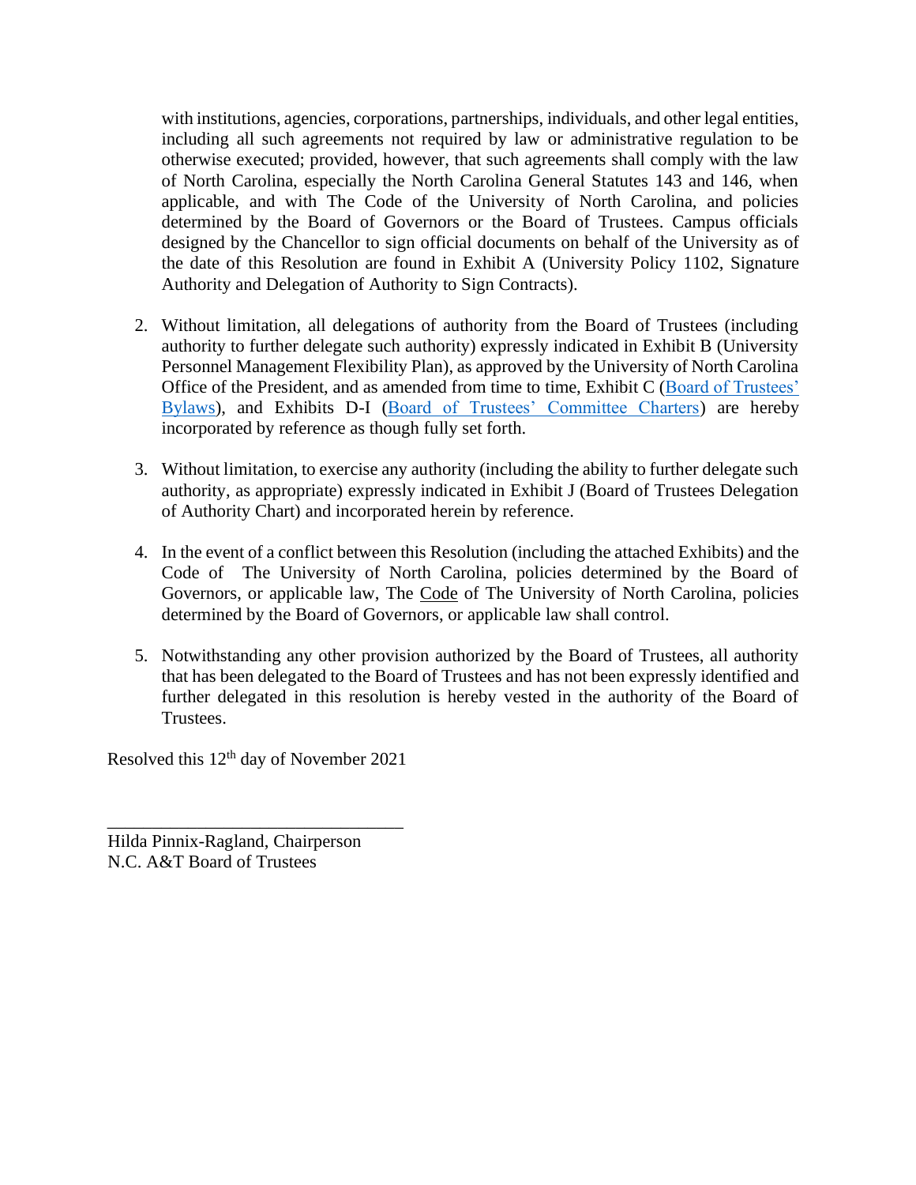with institutions, agencies, corporations, partnerships, individuals, and other legal entities, including all such agreements not required by law or administrative regulation to be otherwise executed; provided, however, that such agreements shall comply with the law of North Carolina, especially the North Carolina General Statutes 143 and 146, when applicable, and with The Code of the University of North Carolina, and policies determined by the Board of Governors or the Board of Trustees. Campus officials designed by the Chancellor to sign official documents on behalf of the University as of the date of this Resolution are found in Exhibit A (University Policy 1102, Signature Authority and Delegation of Authority to Sign Contracts).

2. Without limitation, all delegations of authority from the Board of Trustees (including authority to further delegate such authority) expressly indicated in Exhibit B (University Personnel Management Flexibility Plan), as approved by the University of North Carolina Office of the President, and as amended from time to time, Exhibit C (Board of Trustees' Bylaws), and Exhibits D-I (Board of Trustees' Committee Charters) are hereby incorporated by reference as though fully set forth.

3. Without limitation, to exercise any authority (including the ability to further delegate such authority, as appropriate) expressly indicated in Exhibit J (Board of Trustees Delegation of Authority Chart) and incorporated herein by reference.

4. In the event of a conflict between this Resolution (including the attached Exhibits) and the Code of The University of North Carolina, policies determined by the Board of Governors, or applicable law, The Code of The University of North Carolina, policies determined by the Board of Governors, or applicable law shall control.

5. Notwithstanding any other provision authorized by the Board of Trustees, all authority that has been delegated to the Board of Trustees and has not been expressly identified and further delegated in this resolution is hereby vested in the authority of the Board of Trustees.

Resolved this 12th day of November 2021

\_\_\_\_\_\_\_\_\_\_\_\_\_\_\_\_\_\_\_\_\_\_\_\_\_\_\_\_\_\_\_\_\_\_

Hilda Pinnix-Ragland, Chairperson
N.C. A&T Board of Trustees